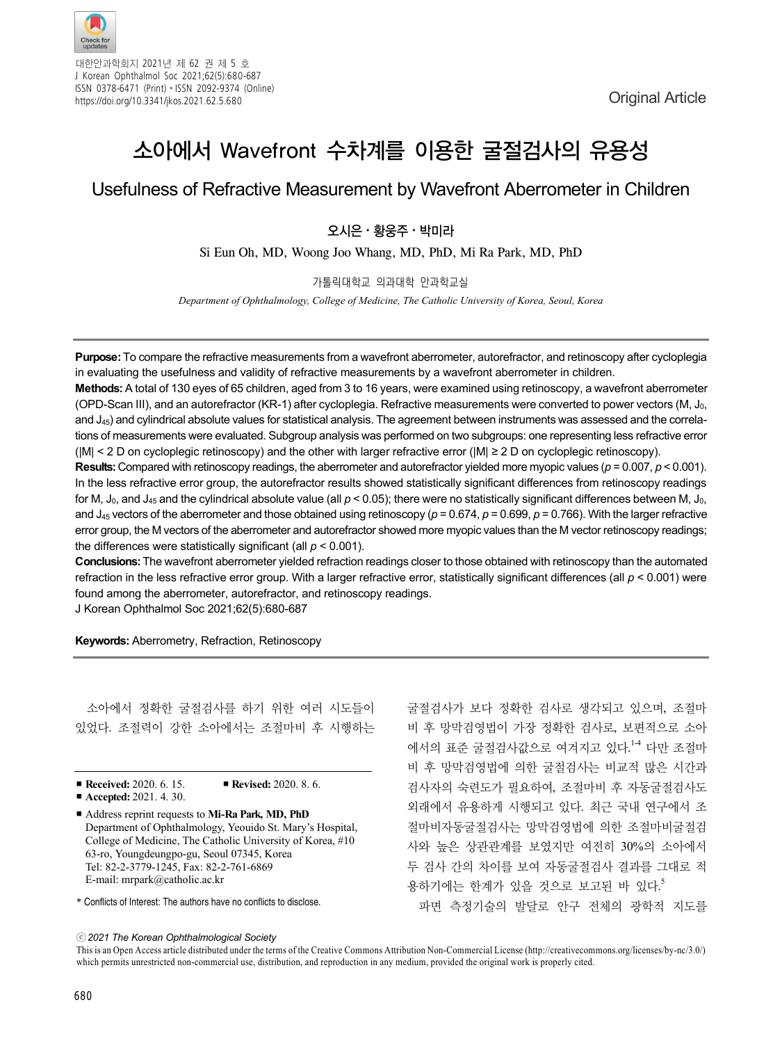Original Article

# 소아에서 Wavefront 수차계를 이용한 굴절검사의 유용성

## Usefulness of Refractive Measurement by Wavefront Aberrometer in Children

**오시은 · 황웅주 · 박미라**

Si Eun Oh, MD, Woong Joo Whang, MD, PhD, Mi Ra Park, MD, PhD

가톨릭대학교 의과대학 안과학교실

*Department of Ophthalmology, College of Medicine, The Catholic University of Korea, Seoul, Korea*

**Purpose:** To compare the refractive measurements from a wavefront aberrometer, autorefractor, and retinoscopy after cycloplegia in evaluating the usefulness and validity of refractive measurements by a wavefront aberrometer in children.

**Methods:** A total of 130 eyes of 65 children, aged from 3 to 16 years, were examined using retinoscopy, a wavefront aberrometer (OPD-Scan III), and an autorefractor (KR-1) after cycloplegia. Refractive measurements were converted to power vectors (M, $J_0$, and $J_{45}$) and cylindrical absolute values for statistical analysis. The agreement between instruments was assessed and the correlations of measurements were evaluated. Subgroup analysis was performed on two subgroups: one representing less refractive error ($|M| < 2$ D on cycloplegic retinoscopy) and the other with larger refractive error ($|M| \geq 2$ D on cycloplegic retinoscopy).

**Results:** Compared with retinoscopy readings, the aberrometer and autorefractor yielded more myopic values ($p = 0.007$, $p < 0.001$). In the less refractive error group, the autorefractor results showed statistically significant differences from retinoscopy readings for M, $J_0$, and $J_{45}$ and the cylindrical absolute value (all $p < 0.05$); there were no statistically significant differences between M, $J_0$, and $J_{45}$ vectors of the aberrometer and those obtained using retinoscopy ($p = 0.674$, $p = 0.699$, $p = 0.766$). With the larger refractive error group, the M vectors of the aberrometer and autorefractor showed more myopic values than the M vector retinoscopy readings; the differences were statistically significant (all $p < 0.001$).

**Conclusions:** The wavefront aberrometer yielded refraction readings closer to those obtained with retinoscopy than the automated refraction in the less refractive error group. With a larger refractive error, statistically significant differences (all $p < 0.001$) were found among the aberrometer, autorefractor, and retinoscopy readings.

J Korean Ophthalmol Soc 2021;62(5):680-687

**Keywords:** Aberrometry, Refraction, Retinoscopy

소아에서 정확한 굴절검사를 하기 위한 여러 시도들이 있었다. 조절력이 강한 소아에서는 조절마비 후 시행하는 굴절검사가 보다 정확한 검사로 생각되고 있으며, 조절마비 후 망막검영법이 가장 정확한 검사로, 보편적으로 소아에서의 표준 굴절검사값으로 여겨지고 있다.[1-4] 다만 조절마비 후 망막검영법에 의한 굴절검사는 비교적 많은 시간과 검사자의 숙련도가 필요하여, 조절마비 후 자동굴절검사도 외래에서 유용하게 시행되고 있다. 최근 국내 연구에서 조절마비자동굴절검사는 망막검영법에 의한 조절마비굴절검사와 높은 상관관계를 보였지만 여전히 30%의 소아에서 두 검사 간의 차이를 보여 자동굴절검사 결과를 그대로 적용하기에는 한계가 있을 것으로 보고된 바 있다.[5]

파면 측정기술의 발달로 안구 전체의 광학적 지도를

- **Received:** 2020. 6. 15. ■ **Revised:** 2020. 8. 6.
- **Accepted:** 2021. 4. 30.
- Address reprint requests to **Mi-Ra Park, MD, PhD**
  Department of Ophthalmology, Yeouido St. Mary's Hospital, College of Medicine, The Catholic University of Korea, #10 63-ro, Youngdeungpo-gu, Seoul 07345, Korea
  Tel: 82-2-3779-1245, Fax: 82-2-761-6869
  E-mail: mrpark@catholic.ac.kr

\* Conflicts of Interest: The authors have no conflicts to disclose.

ⓒ 2021 The Korean Ophthalmological Society

This is an Open Access article distributed under the terms of the Creative Commons Attribution Non-Commercial License (http://creativecommons.org/licenses/by-nc/3.0/) which permits unrestricted non-commercial use, distribution, and reproduction in any medium, provided the original work is properly cited.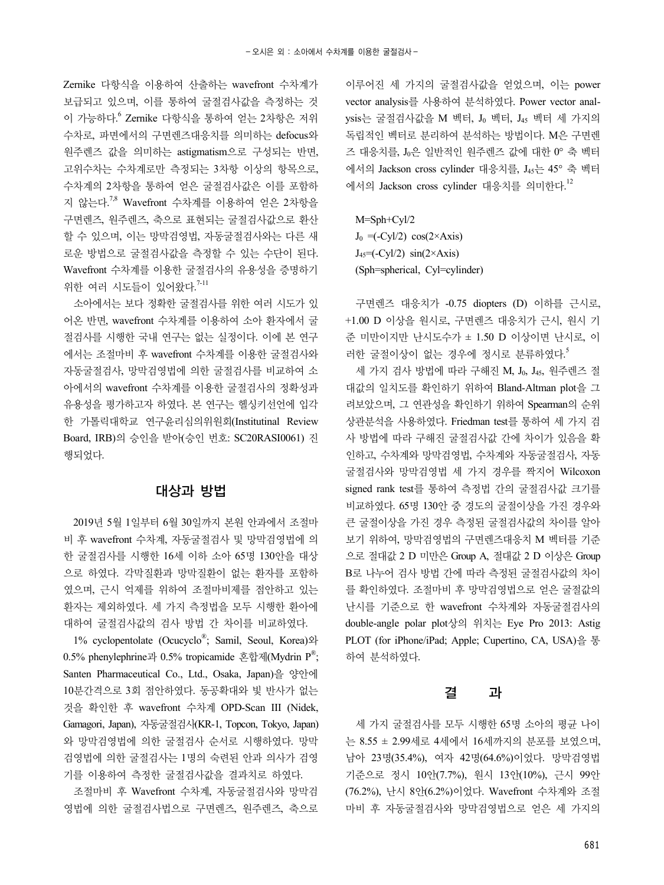Zernike 다항식을 이용하여 산출하는 wavefront 수차계가 보급되고 있으며, 이를 통하여 굴절검사값을 측정하는 것이 가능하다.[6] Zernike 다항식을 통하여 얻는 2차항은 저위수차로, 파면에서의 구면렌즈대응치를 의미하는 defocus와 원주렌즈 값을 의미하는 astigmatism으로 구성되는 반면, 고위수차는 수차계로만 측정되는 3차항 이상의 항목으로, 수차계의 2차항을 통하여 얻은 굴절검사값은 이를 포함하지 않는다.[7,8] Wavefront 수차계를 이용하여 얻은 2차항을 구면렌즈, 원주렌즈, 축으로 표현되는 굴절검사값으로 환산할 수 있으며, 이는 망막검영법, 자동굴절검사와는 다른 새로운 방법으로 굴절검사값을 측정할 수 있는 수단이 된다. Wavefront 수차계를 이용한 굴절검사의 유용성을 증명하기 위한 여러 시도들이 있어왔다.[7-11]

소아에서는 보다 정확한 굴절검사를 위한 여러 시도가 있어온 반면, wavefront 수차계를 이용하여 소아 환자에서 굴절검사를 시행한 국내 연구는 없는 실정이다. 이에 본 연구에서는 조절마비 후 wavefront 수차계를 이용한 굴절검사와 자동굴절검사, 망막검영법에 의한 굴절검사를 비교하여 소아에서의 wavefront 수차계를 이용한 굴절검사의 정확성과 유용성을 평가하고자 하였다. 본 연구는 헬싱키선언에 입각한 가톨릭대학교 연구윤리심의위원회(Institutinal Review Board, IRB)의 승인을 받아(승인 번호: SC20RASI0061) 진행되었다.

## 대상과 방법

2019년 5월 1일부터 6월 30일까지 본원 안과에서 조절마비 후 wavefront 수차계, 자동굴절검사 및 망막검영법에 의한 굴절검사를 시행한 16세 이하 소아 65명 130안을 대상으로 하였다. 각막질환과 망막질환이 없는 환자를 포함하였으며, 근시 억제를 위하여 조절마비제를 점안하고 있는 환자는 제외하였다. 세 가지 측정법을 모두 시행한 환아에 대하여 굴절검사값의 검사 방법 간 차이를 비교하였다.

1% cyclopentolate (Ocucyclo®; Samil, Seoul, Korea)와 0.5% phenylephrine과 0.5% tropicamide 혼합제(Mydrin P®; Santen Pharmaceutical Co., Ltd., Osaka, Japan)을 양안에 10분간격으로 3회 점안하였다. 동공확대와 빛 반사가 없는 것을 확인한 후 wavefront 수차계 OPD-Scan III (Nidek, Gamagori, Japan), 자동굴절검사(KR-1, Topcon, Tokyo, Japan)와 망막검영법에 의한 굴절검사 순서로 시행하였다. 망막검영법에 의한 굴절검사는 1명의 숙련된 안과 의사가 검영기를 이용하여 측정한 굴절검사값을 결과치로 하였다.

조절마비 후 Wavefront 수차계, 자동굴절검사와 망막검영법에 의한 굴절검사법으로 구면렌즈, 원주렌즈, 축으로 이루어진 세 가지의 굴절검사값을 얻었으며, 이는 power vector analysis를 사용하여 분석하였다. Power vector analysis는 굴절검사값을 M 벡터, $J_0$ 벡터, $J_{45}$ 벡터 세 가지의 독립적인 벡터로 분리하여 분석하는 방법이다. M은 구면렌즈 대응치를, $J_0$은 일반적인 원주렌즈 값에 대한 0° 축 벡터에서의 Jackson cross cylinder 대응치를, $J_{45}$는 45° 축 벡터에서의 Jackson cross cylinder 대응치를 의미한다.[12]

$$M = Sph + Cyl/2$$
$$J_0 = (-Cyl/2)\ \cos(2 \times Axis)$$
$$J_{45} = (-Cyl/2)\ \sin(2 \times Axis)$$

(Sph=spherical, Cyl=cylinder)

구면렌즈 대응치가 -0.75 diopters (D) 이하를 근시로, +1.00 D 이상을 원시로, 구면렌즈 대응치가 근시, 원시 기준 미만이지만 난시도수가 ± 1.50 D 이상이면 난시로, 이러한 굴절이상이 없는 경우에 정시로 분류하였다.[5]

세 가지 검사 방법에 따라 구해진 M, $J_0$, $J_{45}$, 원주렌즈 절대값의 일치도를 확인하기 위하여 Bland-Altman plot을 그려보았으며, 그 연관성을 확인하기 위하여 Spearman의 순위상관분석을 사용하였다. Friedman test를 통하여 세 가지 검사 방법에 따라 구해진 굴절검사값 간에 차이가 있음을 확인하고, 수차계와 망막검영법, 수차계와 자동굴절검사, 자동굴절검사와 망막검영법 세 가지 경우를 짝지어 Wilcoxon signed rank test를 통하여 측정법 간의 굴절검사값 크기를 비교하였다. 65명 130안 중 경도의 굴절이상을 가진 경우와 큰 굴절이상을 가진 경우 측정된 굴절검사값의 차이를 알아보기 위하여, 망막검영법의 구면렌즈대응치 M 벡터를 기준으로 절대값 2 D 미만은 Group A, 절대값 2 D 이상은 Group B로 나누어 검사 방법 간에 따라 측정된 굴절검사값의 차이를 확인하였다. 조절마비 후 망막검영법으로 얻은 굴절값의 난시를 기준으로 한 wavefront 수차계와 자동굴절검사의 double-angle polar plot상의 위치는 Eye Pro 2013: Astig PLOT (for iPhone/iPad; Apple; Cupertino, CA, USA)을 통하여 분석하였다.

## 결 과

세 가지 굴절검사를 모두 시행한 65명 소아의 평균 나이는 8.55 ± 2.99세로 4세에서 16세까지의 분포를 보였으며, 남아 23명(35.4%), 여자 42명(64.6%)이었다. 망막검영법 기준으로 정시 10안(7.7%), 원시 13안(10%), 근시 99안(76.2%), 난시 8안(6.2%)이었다. Wavefront 수차계와 조절마비 후 자동굴절검사와 망막검영법으로 얻은 세 가지의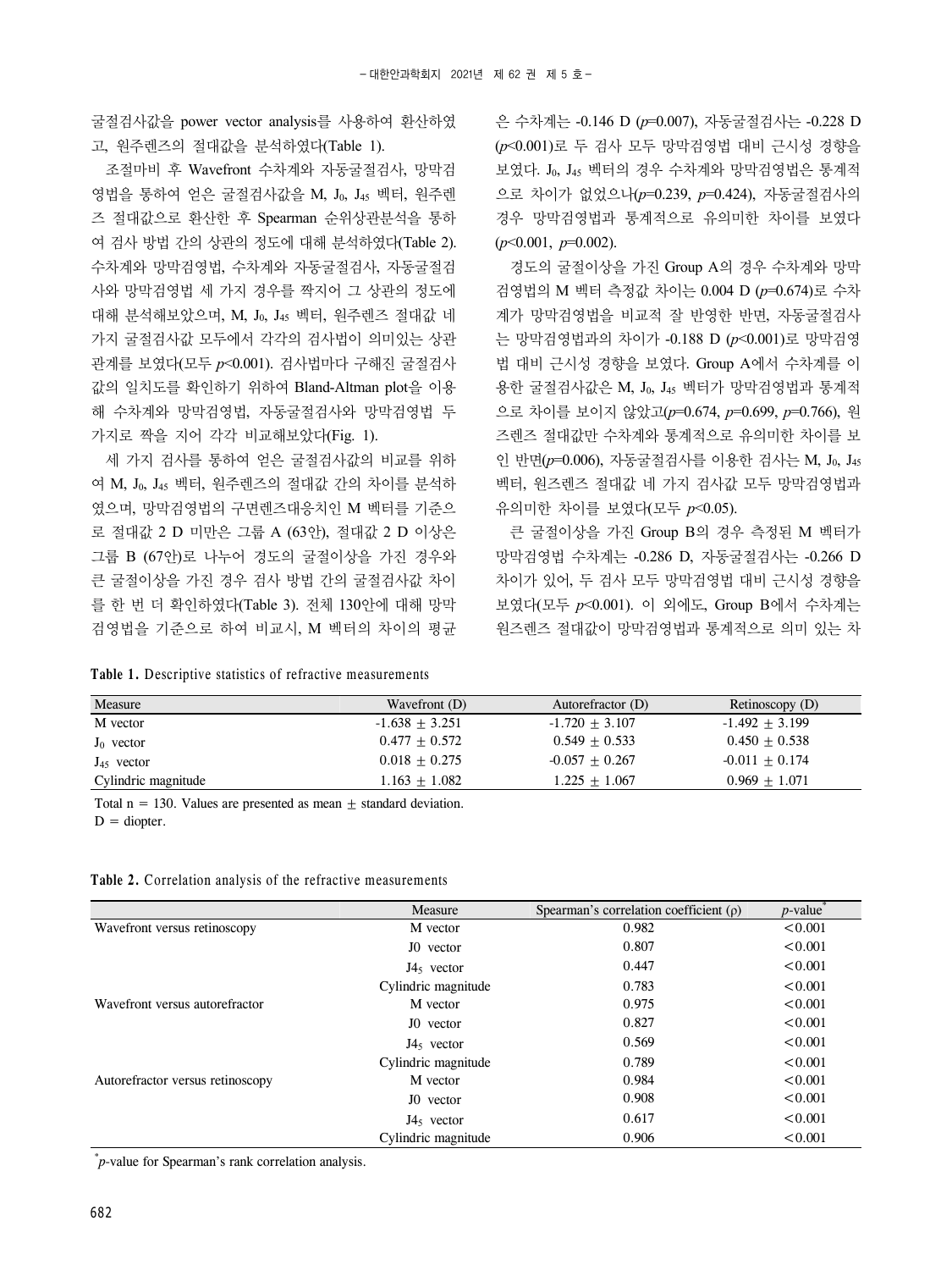굴절검사값을 power vector analysis를 사용하여 환산하였고, 원주렌즈의 절대값을 분석하였다(Table 1).

조절마비 후 Wavefront 수차계와 자동굴절검사, 망막검영법을 통하여 얻은 굴절검사값을 M, $J_0$, $J_{45}$ 벡터, 원주렌즈 절대값으로 환산한 후 Spearman 순위상관분석을 통하여 검사 방법 간의 상관의 정도에 대해 분석하였다(Table 2). 수차계와 망막검영법, 수차계와 자동굴절검사, 자동굴절검사와 망막검영법 세 가지 경우를 짝지어 그 상관의 정도에 대해 분석해보았으며, M, $J_0$, $J_{45}$ 벡터, 원주렌즈 절대값 네 가지 굴절검사값 모두에서 각각의 검사법이 의미있는 상관관계를 보였다(모두 $p<0.001$). 검사법마다 구해진 굴절검사값의 일치도를 확인하기 위하여 Bland-Altman plot을 이용해 수차계와 망막검영법, 자동굴절검사와 망막검영법 두 가지로 짝을 지어 각각 비교해보았다(Fig. 1).

세 가지 검사를 통하여 얻은 굴절검사값의 비교를 위하여 M, $J_0$, $J_{45}$ 벡터, 원주렌즈의 절대값 간의 차이를 분석하였으며, 망막검영법의 구면렌즈대응치인 M 벡터를 기준으로 절대값 2 D 미만은 그룹 A (63안), 절대값 2 D 이상은 그룹 B (67안)로 나누어 경도의 굴절이상을 가진 경우와 큰 굴절이상을 가진 경우 검사 방법 간의 굴절검사값 차이를 한 번 더 확인하였다(Table 3). 전체 130안에 대해 망막검영법을 기준으로 하여 비교시, M 벡터의 차이의 평균은 수차계는 -0.146 D ($p$=0.007), 자동굴절검사는 -0.228 D ($p$<0.001)로 두 검사 모두 망막검영법 대비 근시성 경향을 보였다. $J_0$, $J_{45}$ 벡터의 경우 수차계와 망막검영법은 통계적으로 차이가 없었으나($p$=0.239, $p$=0.424), 자동굴절검사의 경우 망막검영법과 통계적으로 유의미한 차이를 보였다 ($p$<0.001, $p$=0.002).

경도의 굴절이상을 가진 Group A의 경우 수차계와 망막검영법의 M 벡터 측정값 차이는 0.004 D ($p$=0.674)로 수차계가 망막검영법을 비교적 잘 반영한 반면, 자동굴절검사는 망막검영법과의 차이가 -0.188 D ($p$<0.001)로 망막검영법 대비 근시성 경향을 보였다. Group A에서 수차계를 이용한 굴절검사값은 M, $J_0$, $J_{45}$ 벡터가 망막검영법과 통계적으로 차이를 보이지 않았고($p$=0.674, $p$=0.699, $p$=0.766), 원즈렌즈 절대값만 수차계와 통계적으로 유의미한 차이를 보인 반면($p$=0.006), 자동굴절검사를 이용한 검사는 M, $J_0$, $J_{45}$ 벡터, 원즈렌즈 절대값 네 가지 검사값 모두 망막검영법과 유의미한 차이를 보였다(모두 $p$<0.05).

큰 굴절이상을 가진 Group B의 경우 측정된 M 벡터가 망막검영법 수차계는 -0.286 D, 자동굴절검사는 -0.266 D 차이가 있어, 두 검사 모두 망막검영법 대비 근시성 경향을 보였다(모두 $p$<0.001). 이 외에도, Group B에서 수차계는 원즈렌즈 절대값이 망막검영법과 통계적으로 의미 있는 차

**Table 1.** Descriptive statistics of refractive measurements

| Measure | Wavefront (D) | Autorefractor (D) | Retinoscopy (D) |
|---|---|---|---|
| M vector | -1.638 ± 3.251 | -1.720 ± 3.107 | -1.492 ± 3.199 |
| $J_0$ vector | 0.477 ± 0.572 | 0.549 ± 0.533 | 0.450 ± 0.538 |
| $J_{45}$ vector | 0.018 ± 0.275 | -0.057 ± 0.267 | -0.011 ± 0.174 |
| Cylindric magnitude | 1.163 ± 1.082 | 1.225 ± 1.067 | 0.969 ± 1.071 |

Total n = 130. Values are presented as mean ± standard deviation.
D = diopter.

**Table 2.** Correlation analysis of the refractive measurements

| | Measure | Spearman's correlation coefficient (ρ) | $p$-value* |
|---|---|---|---|
| Wavefront versus retinoscopy | M vector | 0.982 | <0.001 |
| | J0 vector | 0.807 | <0.001 |
| | J45 vector | 0.447 | <0.001 |
| | Cylindric magnitude | 0.783 | <0.001 |
| Wavefront versus autorefractor | M vector | 0.975 | <0.001 |
| | J0 vector | 0.827 | <0.001 |
| | J45 vector | 0.569 | <0.001 |
| | Cylindric magnitude | 0.789 | <0.001 |
| Autorefractor versus retinoscopy | M vector | 0.984 | <0.001 |
| | J0 vector | 0.908 | <0.001 |
| | J45 vector | 0.617 | <0.001 |
| | Cylindric magnitude | 0.906 | <0.001 |

*$p$-value for Spearman's rank correlation analysis.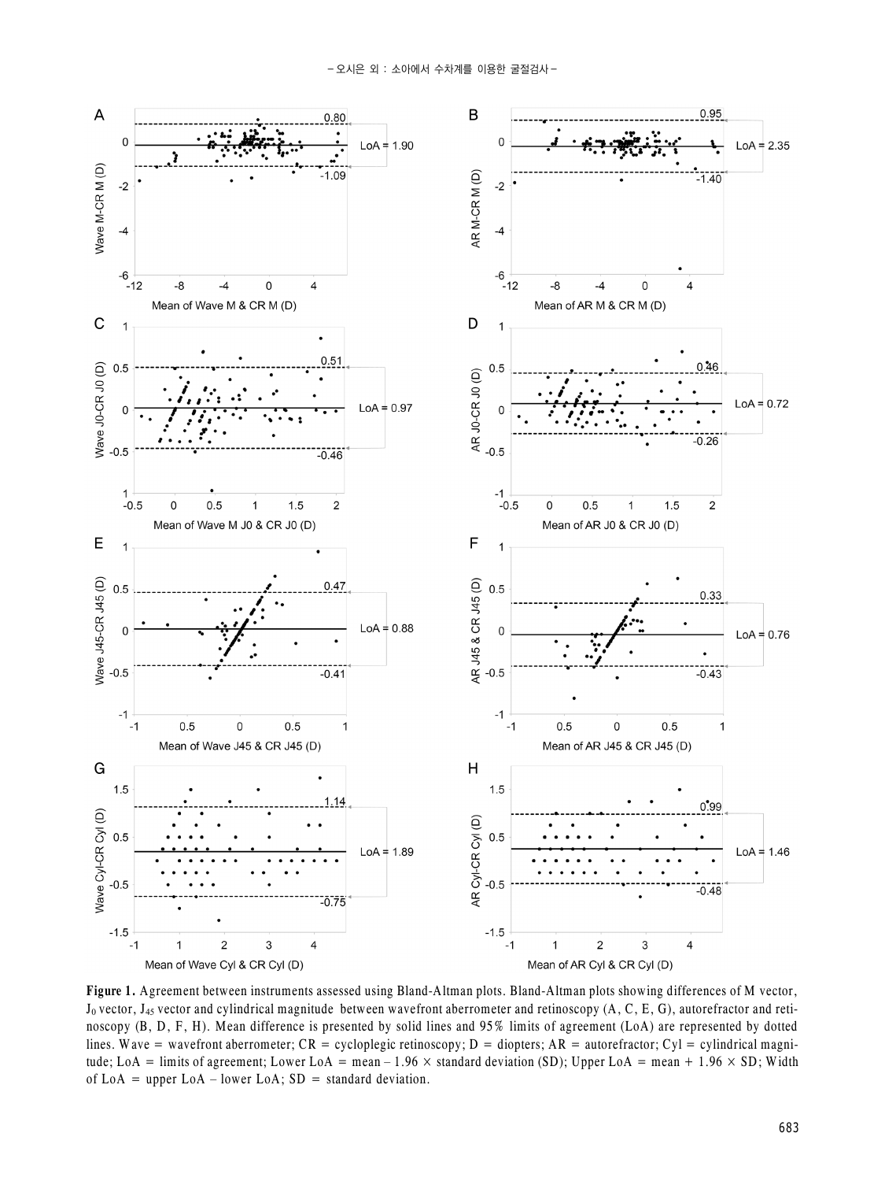**Figure 1.** Agreement between instruments assessed using Bland-Altman plots. Bland-Altman plots showing differences of M vector, $J_0$ vector, $J_{45}$ vector and cylindrical magnitude between wavefront aberrometer and retinoscopy (A, C, E, G), autorefractor and retinoscopy (B, D, F, H). Mean difference is presented by solid lines and 95% limits of agreement (LoA) are represented by dotted lines. Wave = wavefront aberrometer; CR = cycloplegic retinoscopy; D = diopters; AR = autorefractor; Cyl = cylindrical magnitude; LoA = limits of agreement; Lower LoA = mean – 1.96 × standard deviation (SD); Upper LoA = mean + 1.96 × SD; Width of LoA = upper LoA – lower LoA; SD = standard deviation.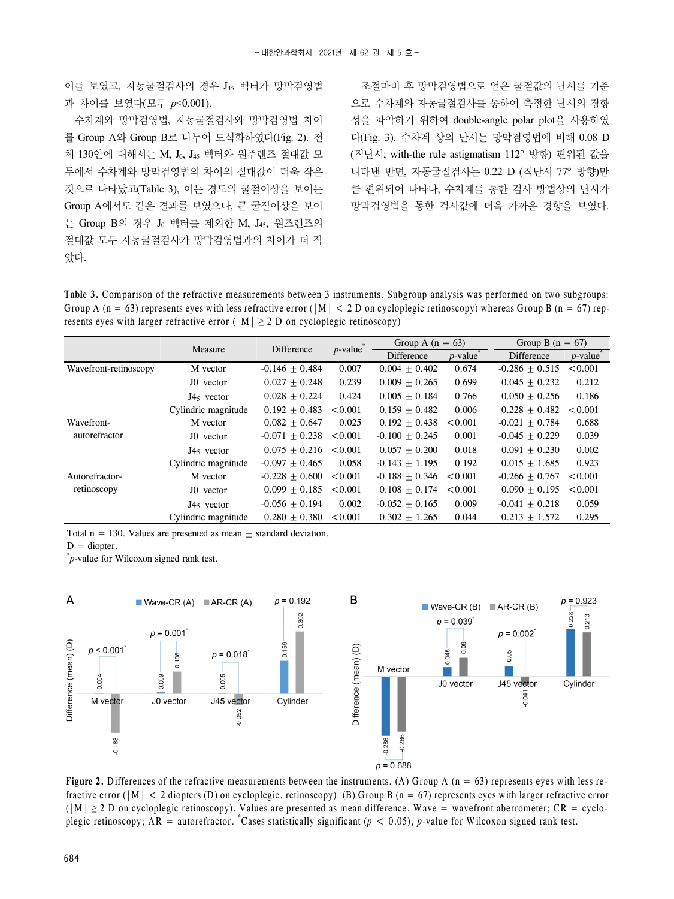이를 보였고, 자동굴절검사의 경우 $J_{45}$ 벡터가 망막검영법과 차이를 보였다(모두 $p$<0.001).

수차계와 망막검영법, 자동굴절검사와 망막검영법 차이를 Group A와 Group B로 나누어 도식화하였다(Fig. 2). 전체 130안에 대해서는 M, $J_0$, $J_{45}$ 벡터와 원주렌즈 절대값 모두에서 수차계와 망막검영법의 차이의 절대값이 더욱 작은 것으로 나타났고(Table 3), 이는 경도의 굴절이상을 보이는 Group A에서도 같은 결과를 보였으나, 큰 굴절이상을 보이는 Group B의 경우 $J_0$ 벡터를 제외한 M, $J_{45}$, 원즈렌즈의 절대값 모두 자동굴절검사가 망막검영법과의 차이가 더 작았다.

조절마비 후 망막검영법으로 얻은 굴절값의 난시를 기준으로 수차계와 자동굴절검사를 통하여 측정한 난시의 경향성을 파악하기 위하여 double-angle polar plot을 사용하였다(Fig. 3). 수차계 상의 난시는 망막검영법에 비해 0.08 D (직난시; with-the rule astigmatism 112° 방향) 편위된 값을 나타낸 반면, 자동굴절검사는 0.22 D (직난시 77° 방향)만큼 편위되어 나타나, 수차계를 통한 검사 방법상의 난시가 망막검영법을 통한 검사값에 더욱 가까운 경향을 보였다.

**Table 3.** Comparison of the refractive measurements between 3 instruments. Subgroup analysis was performed on two subgroups: Group A (n = 63) represents eyes with less refractive error (|M| < 2 D on cycloplegic retinoscopy) whereas Group B (n = 67) represents eyes with larger refractive error (|M| ≥ 2 D on cycloplegic retinoscopy)

| | Measure | Difference | *p*-value* | Group A (n = 63) | | Group B (n = 67) | |
|---|---|---|---|---|---|---|---|
| | | | | Difference | *p*-value* | Difference | *p*-value* |
| Wavefront-retinoscopy | M vector | -0.146 ± 0.484 | 0.007 | 0.004 ± 0.402 | 0.674 | -0.286 ± 0.515 | <0.001 |
| | J0 vector | 0.027 ± 0.248 | 0.239 | 0.009 ± 0.265 | 0.699 | 0.045 ± 0.232 | 0.212 |
| | $J_{45}$ vector | 0.028 ± 0.224 | 0.424 | 0.005 ± 0.184 | 0.766 | 0.050 ± 0.256 | 0.186 |
| | Cylindric magnitude | 0.192 ± 0.483 | <0.001 | 0.159 ± 0.482 | 0.006 | 0.228 ± 0.482 | <0.001 |
| Wavefront-autorefractor | M vector | 0.082 ± 0.647 | 0.025 | 0.192 ± 0.438 | <0.001 | -0.021 ± 0.784 | 0.688 |
| | J0 vector | -0.071 ± 0.238 | <0.001 | -0.100 ± 0.245 | 0.001 | -0.045 ± 0.229 | 0.039 |
| | $J_{45}$ vector | 0.075 ± 0.216 | <0.001 | 0.057 ± 0.200 | 0.018 | 0.091 ± 0.230 | 0.002 |
| | Cylindric magnitude | -0.097 ± 0.465 | 0.058 | -0.143 ± 1.195 | 0.192 | 0.015 ± 1.685 | 0.923 |
| Autorefractor-retinoscopy | M vector | -0.228 ± 0.600 | <0.001 | -0.188 ± 0.346 | <0.001 | -0.266 ± 0.767 | <0.001 |
| | J0 vector | 0.099 ± 0.185 | <0.001 | 0.108 ± 0.174 | <0.001 | 0.090 ± 0.195 | <0.001 |
| | $J_{45}$ vector | -0.056 ± 0.194 | 0.002 | -0.052 ± 0.165 | 0.009 | -0.041 ± 0.218 | 0.059 |
| | Cylindric magnitude | 0.280 ± 0.380 | <0.001 | 0.302 ± 1.265 | 0.044 | 0.213 ± 1.572 | 0.295 |

Total n = 130. Values are presented as mean ± standard deviation.
D = diopter.
*$p$-value for Wilcoxon signed rank test.

**Figure 2.** Differences of the refractive measurements between the instruments. (A) Group A (n = 63) represents eyes with less refractive error (|M| < 2 diopters (D) on cycloplegic. retinoscopy). (B) Group B (n = 67) represents eyes with larger refractive error (|M| ≥ 2 D on cycloplegic retinoscopy). Values are presented as mean difference. Wave = wavefront aberrometer; CR = cycloplegic retinoscopy; AR = autorefractor. *Cases statistically significant ($p$ < 0.05), $p$-value for Wilcoxon signed rank test.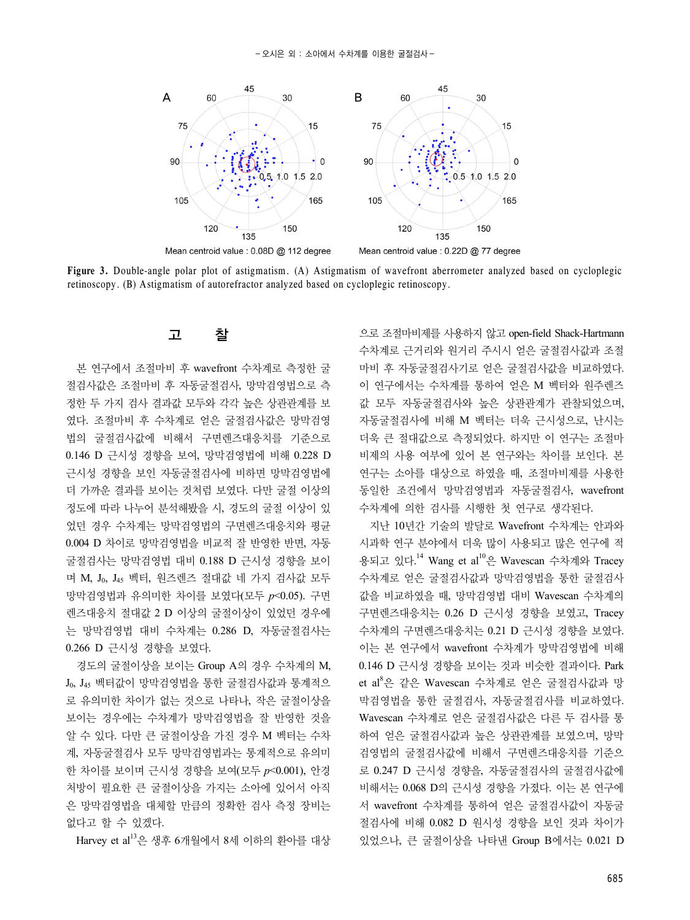Mean centroid value : 0.08D @ 112 degree

Mean centroid value : 0.22D @ 77 degree

**Figure 3.** Double-angle polar plot of astigmatism. (A) Astigmatism of wavefront aberrometer analyzed based on cycloplegic retinoscopy. (B) Astigmatism of autorefractor analyzed based on cycloplegic retinoscopy.

## 고 찰

본 연구에서 조절마비 후 wavefront 수차계로 측정한 굴절검사값은 조절마비 후 자동굴절검사, 망막검영법으로 측정한 두 가지 검사 결과값 모두와 각각 높은 상관관계를 보였다. 조절마비 후 수차계로 얻은 굴절검사값은 망막검영법의 굴절검사값에 비해서 구면렌즈대응치를 기준으로 0.146 D 근시성 경향을 보여, 망막검영법에 비해 0.228 D 근시성 경향을 보인 자동굴절검사에 비하면 망막검영법에 더 가까운 결과를 보이는 것처럼 보였다. 다만 굴절 이상의 정도에 따라 나누어 분석해봤을 시, 경도의 굴절 이상이 있었던 경우 수차계는 망막검영법의 구면렌즈대응치와 평균 0.004 D 차이로 망막검영법을 비교적 잘 반영한 반면, 자동굴절검사는 망막검영법 대비 0.188 D 근시성 경향을 보이며 M, $J_0$, $J_{45}$ 벡터, 원즈렌즈 절대값 네 가지 검사값 모두 망막검영법과 유의미한 차이를 보였다(모두 $p<0.05$). 구면렌즈대응치 절대값 2 D 이상의 굴절이상이 있었던 경우에는 망막검영법 대비 수차계는 0.286 D, 자동굴절검사는 0.266 D 근시성 경향을 보였다.

경도의 굴절이상을 보이는 Group A의 경우 수차계의 M, $J_0$, $J_{45}$ 벡터값이 망막검영법을 통한 굴절검사값과 통계적으로 유의미한 차이가 없는 것으로 나타나, 작은 굴절이상을 보이는 경우에는 수차계가 망막검영법을 잘 반영한 것을 알 수 있다. 다만 큰 굴절이상을 가진 경우 M 벡터는 수차계, 자동굴절검사 모두 망막검영법과는 통계적으로 유의미한 차이를 보이며 근시성 경향을 보여(모두 $p<0.001$), 안경처방이 필요한 큰 굴절이상을 가지는 소아에 있어서 아직은 망막검영법을 대체할 만큼의 정확한 검사 측정 장비는 없다고 할 수 있겠다.

Harvey et al[13]은 생후 6개월에서 8세 이하의 환아를 대상으로 조절마비제를 사용하지 않고 open-field Shack-Hartmann 수차계로 근거리와 원거리 주시시 얻은 굴절검사값과 조절마비 후 자동굴절검사기로 얻은 굴절검사값을 비교하였다. 이 연구에서는 수차계를 통하여 얻은 M 벡터와 원주렌즈값 모두 자동굴절검사와 높은 상관관계가 관찰되었으며, 자동굴절검사에 비해 M 벡터는 더욱 근시성으로, 난시는 더욱 큰 절대값으로 측정되었다. 하지만 이 연구는 조절마비제의 사용 여부에 있어 본 연구와는 차이를 보인다. 본 연구는 소아를 대상으로 하였을 때, 조절마비제를 사용한 동일한 조건에서 망막검영법과 자동굴절검사, wavefront 수차계에 의한 검사를 시행한 첫 연구로 생각된다.

지난 10년간 기술의 발달로 Wavefront 수차계는 안과와 시과학 연구 분야에서 더욱 많이 사용되고 많은 연구에 적용되고 있다.[14] Wang et al[10]은 Wavescan 수차계와 Tracey 수차계로 얻은 굴절검사값과 망막검영법을 통한 굴절검사값을 비교하였을 때, 망막검영법 대비 Wavescan 수차계의 구면렌즈대응치는 0.26 D 근시성 경향을 보였고, Tracey 수차계의 구면렌즈대응치는 0.21 D 근시성 경향을 보였다. 이는 본 연구에서 wavefront 수차계가 망막검영법에 비해 0.146 D 근시성 경향을 보이는 것과 비슷한 결과이다. Park et al[8]은 같은 Wavescan 수차계로 얻은 굴절검사값과 망막검영법을 통한 굴절검사, 자동굴절검사를 비교하였다. Wavescan 수차계로 얻은 굴절검사값은 다른 두 검사를 통하여 얻은 굴절검사값과 높은 상관계를 보였으며, 망막검영법의 굴절검사값에 비해서 구면렌즈대응치를 기준으로 0.247 D 근시성 경향을, 자동굴절검사의 굴절검사값에 비해서는 0.068 D의 근시성 경향을 가졌다. 이는 본 연구에서 wavefront 수차계를 통하여 얻은 굴절검사값이 자동굴절검사에 비해 0.082 D 원시성 경향을 보인 것과 차이가 있었으나, 큰 굴절이상을 나타낸 Group B에서는 0.021 D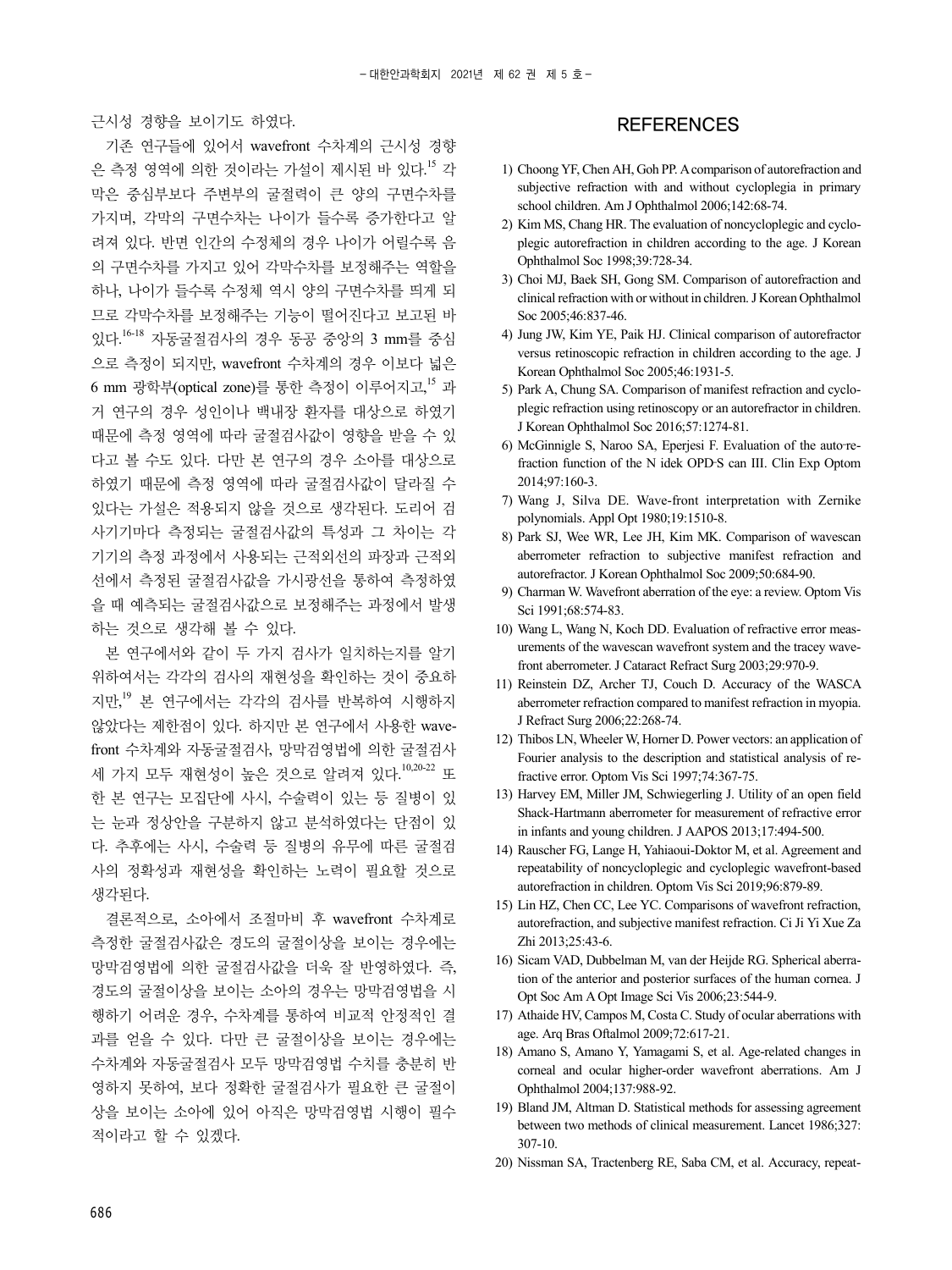근시성 경향을 보이기도 하였다.

기존 연구들에 있어서 wavefront 수차계의 근시성 경향은 측정 영역에 의한 것이라는 가설이 제시된 바 있다.[15] 각막은 중심부보다 주변부의 굴절력이 큰 양의 구면수차를 가지며, 각막의 구면수차는 나이가 들수록 증가한다고 알려져 있다. 반면 인간의 수정체의 경우 나이가 어릴수록 음의 구면수차를 가지고 있어 각막수차를 보정해주는 역할을 하나, 나이가 들수록 수정체 역시 양의 구면수차를 띄게 되므로 각막수차를 보정해주는 기능이 떨어진다고 보고된 바 있다.[16-18] 자동굴절검사의 경우 동공 중앙의 3 mm를 중심으로 측정이 되지만, wavefront 수차계의 경우 이보다 넓은 6 mm 광학부(optical zone)를 통한 측정이 이루어지고,[15] 과거 연구의 경우 성인이나 백내장 환자를 대상으로 하였기 때문에 측정 영역에 따라 굴절검사값이 영향을 받을 수 있다고 볼 수도 있다. 다만 본 연구의 경우 소아를 대상으로 하였기 때문에 측정 영역에 따라 굴절검사값이 달라질 수 있다는 가설은 적용되지 않을 것으로 생각된다. 도리어 검사기기마다 측정되는 굴절검사값의 특성과 그 차이는 각 기기의 측정 과정에서 사용되는 근적외선의 파장과 근적외선에서 측정된 굴절검사값을 가시광선을 통하여 측정하였을 때 예측되는 굴절검사값으로 보정해주는 과정에서 발생하는 것으로 생각해 볼 수 있다.

본 연구에서와 같이 두 가지 검사가 일치하는지를 알기 위하여서는 각각의 검사의 재현성을 확인하는 것이 중요하지만,[19] 본 연구에서는 각각의 검사를 반복하여 시행하지 않았다는 제한점이 있다. 하지만 본 연구에서 사용한 wavefront 수차계와 자동굴절검사, 망막검영법에 의한 굴절검사 세 가지 모두 재현성이 높은 것으로 알려져 있다.[10,20-22] 또한 본 연구는 모집단에 사시, 수술력이 있는 등 질병이 있는 눈과 정상안을 구분하지 않고 분석하였다는 단점이 있다. 추후에는 사시, 수술력 등 질병의 유무에 따른 굴절검사의 정확성과 재현성을 확인하는 노력이 필요할 것으로 생각된다.

결론적으로, 소아에서 조절마비 후 wavefront 수차계로 측정한 굴절검사값은 경도의 굴절이상을 보이는 경우에는 망막검영법에 의한 굴절검사값을 더욱 잘 반영하였다. 즉, 경도의 굴절이상을 보이는 소아의 경우는 망막검영법을 시행하기 어려운 경우, 수차계를 통하여 비교적 안정적인 결과를 얻을 수 있다. 다만 큰 굴절이상을 보이는 경우에는 수차계와 자동굴절검사 모두 망막검영법 수치를 충분히 반영하지 못하여, 보다 정확한 굴절검사가 필요한 큰 굴절이상을 보이는 소아에 있어 아직은 망막검영법 시행이 필수적이라고 할 수 있겠다.

## REFERENCES

1) Choong YF, Chen AH, Goh PP. A comparison of autorefraction and subjective refraction with and without cycloplegia in primary school children. Am J Ophthalmol 2006;142:68-74.
2) Kim MS, Chang HR. The evaluation of noncycloplegic and cycloplegic autorefraction in children according to the age. J Korean Ophthalmol Soc 1998;39:728-34.
3) Choi MJ, Baek SH, Gong SM. Comparison of autorefraction and clinical refraction with or without in children. J Korean Ophthalmol Soc 2005;46:837-46.
4) Jung JW, Kim YE, Paik HJ. Clinical comparison of autorefractor versus retinoscopic refraction in children according to the age. J Korean Ophthalmol Soc 2005;46:1931-5.
5) Park A, Chung SA. Comparison of manifest refraction and cycloplegic refraction using retinoscopy or an autorefractor in children. J Korean Ophthalmol Soc 2016;57:1274-81.
6) McGinnigle S, Naroo SA, Eperjesi F. Evaluation of the auto-refraction function of the N idek OPD-S can III. Clin Exp Optom 2014;97:160-3.
7) Wang J, Silva DE. Wave-front interpretation with Zernike polynomials. Appl Opt 1980;19:1510-8.
8) Park SJ, Wee WR, Lee JH, Kim MK. Comparison of wavescan aberrometer refraction to subjective manifest refraction and autorefractor. J Korean Ophthalmol Soc 2009;50:684-90.
9) Charman W. Wavefront aberration of the eye: a review. Optom Vis Sci 1991;68:574-83.
10) Wang L, Wang N, Koch DD. Evaluation of refractive error measurements of the wavescan wavefront system and the tracey wavefront aberrometer. J Cataract Refract Surg 2003;29:970-9.
11) Reinstein DZ, Archer TJ, Couch D. Accuracy of the WASCA aberrometer refraction compared to manifest refraction in myopia. J Refract Surg 2006;22:268-74.
12) Thibos LN, Wheeler W, Horner D. Power vectors: an application of Fourier analysis to the description and statistical analysis of refractive error. Optom Vis Sci 1997;74:367-75.
13) Harvey EM, Miller JM, Schwiegerling J. Utility of an open field Shack-Hartmann aberrometer for measurement of refractive error in infants and young children. J AAPOS 2013;17:494-500.
14) Rauscher FG, Lange H, Yahiaoui-Doktor M, et al. Agreement and repeatability of noncycloplegic and cycloplegic wavefront-based autorefraction in children. Optom Vis Sci 2019;96:879-89.
15) Lin HZ, Chen CC, Lee YC. Comparisons of wavefront refraction, autorefraction, and subjective manifest refraction. Ci Ji Yi Xue Za Zhi 2013;25:43-6.
16) Sicam VAD, Dubbelman M, van der Heijde RG. Spherical aberration of the anterior and posterior surfaces of the human cornea. J Opt Soc Am A Opt Image Sci Vis 2006;23:544-9.
17) Athaide HV, Campos M, Costa C. Study of ocular aberrations with age. Arq Bras Oftalmol 2009;72:617-21.
18) Amano S, Amano Y, Yamagami S, et al. Age-related changes in corneal and ocular higher-order wavefront aberrations. Am J Ophthalmol 2004;137:988-92.
19) Bland JM, Altman D. Statistical methods for assessing agreement between two methods of clinical measurement. Lancet 1986;327:307-10.
20) Nissman SA, Tractenberg RE, Saba CM, et al. Accuracy, repeat-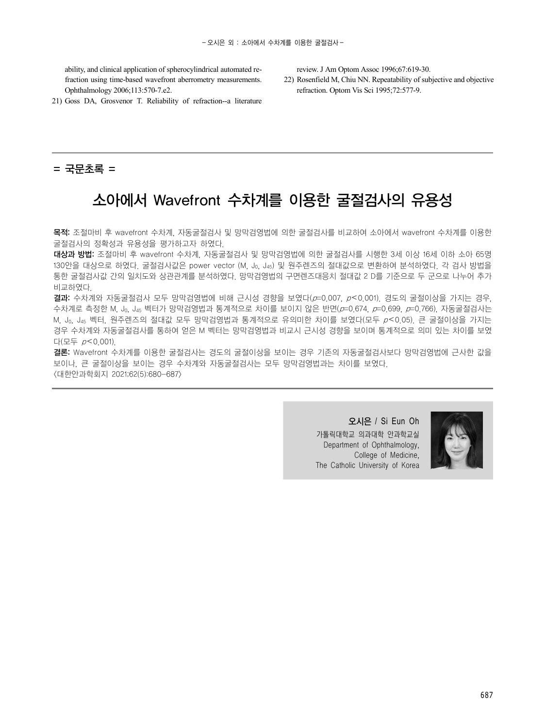ability, and clinical application of spherocylindrical automated refraction using time-based wavefront aberrometry measurements. Ophthalmology 2006;113:570-7.e2.

21) Goss DA, Grosvenor T. Reliability of refraction--a literature review. J Am Optom Assoc 1996;67:619-30.

22) Rosenfield M, Chiu NN. Repeatability of subjective and objective refraction. Optom Vis Sci 1995;72:577-9.

## = 국문초록 =

# 소아에서 Wavefront 수차계를 이용한 굴절검사의 유용성

**목적:** 조절마비 후 wavefront 수차계, 자동굴절검사 및 망막검영법에 의한 굴절검사를 비교하여 소아에서 wavefront 수차계를 이용한 굴절검사의 정확성과 유용성을 평가하고자 하였다.

**대상과 방법:** 조절마비 후 wavefront 수차계, 자동굴절검사 및 망막검영법에 의한 굴절검사를 시행한 3세 이상 16세 이하 소아 65명 130안을 대상으로 하였다. 굴절검사값은 power vector (M, $J_0$, $J_{45}$) 및 원주렌즈의 절대값으로 변환하여 분석하였다. 각 검사 방법을 통한 굴절검사값 간의 일치도와 상관관계를 분석하였다. 망막검영법의 구면렌즈대응치 절대값 2 D를 기준으로 두 군으로 나누어 추가 비교하였다.

**결과:** 수차계와 자동굴절검사 모두 망막검영법에 비해 근시성 경향을 보였다($p$=0.007, $p$<0.001). 경도의 굴절이상을 가지는 경우, 수차계로 측정한 M, $J_0$, $J_{45}$ 벡터가 망막검영법과 통계적으로 차이를 보이지 않은 반면($p$=0.674, $p$=0.699, $p$=0.766), 자동굴절검사는 M, $J_0$, $J_{45}$ 벡터, 원주렌즈의 절대값 모두 망막검영법과 통계적으로 유의미한 차이를 보였다(모두 $p$<0.05). 큰 굴절이상을 가지는 경우 수차계와 자동굴절검사를 통하여 얻은 M 벡터는 망막검영법과 비교시 근시성 경향을 보이며 통계적으로 의미 있는 차이를 보였다(모두 $p$<0.001).

**결론:** Wavefront 수차계를 이용한 굴절검사는 경도의 굴절이상을 보이는 경우 기존의 자동굴절검사보다 망막검영법에 근사한 값을 보이나, 큰 굴절이상을 보이는 경우 수차계와 자동굴절검사는 모두 망막검영법과는 차이를 보였다.

〈대한안과학회지 2021;62(5):680-687〉

오시은 / Si Eun Oh
가톨릭대학교 의과대학 안과학교실
Department of Ophthalmology,
College of Medicine,
The Catholic University of Korea